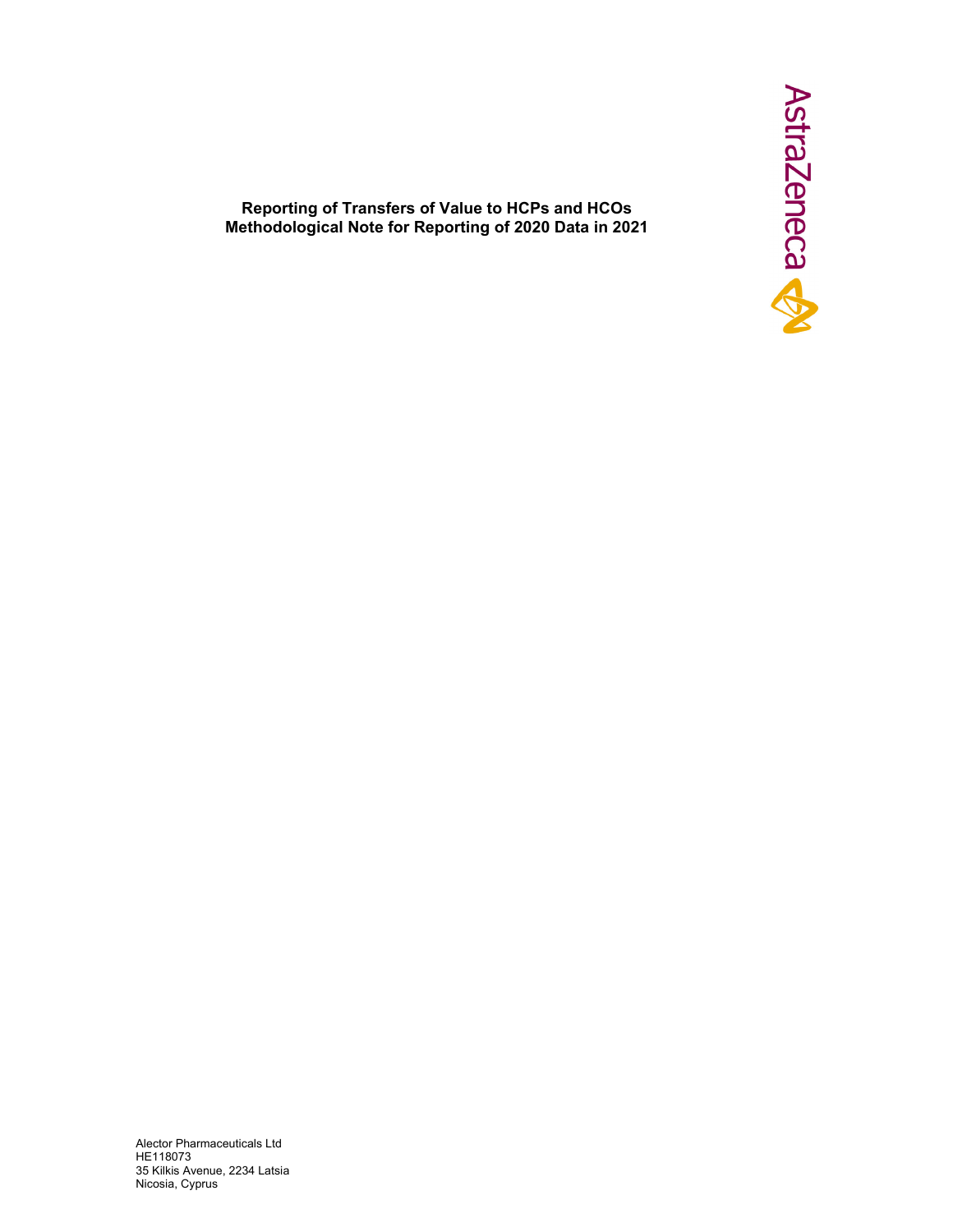**Reporting of Transfers of Value to HCPs and HCOs**
**Methodological Note for Reporting of 2020 Data in 2021**

AstraZeneca

Alector Pharmaceuticals Ltd
HE118073
35 Kilkis Avenue, 2234 Latsia
Nicosia, Cyprus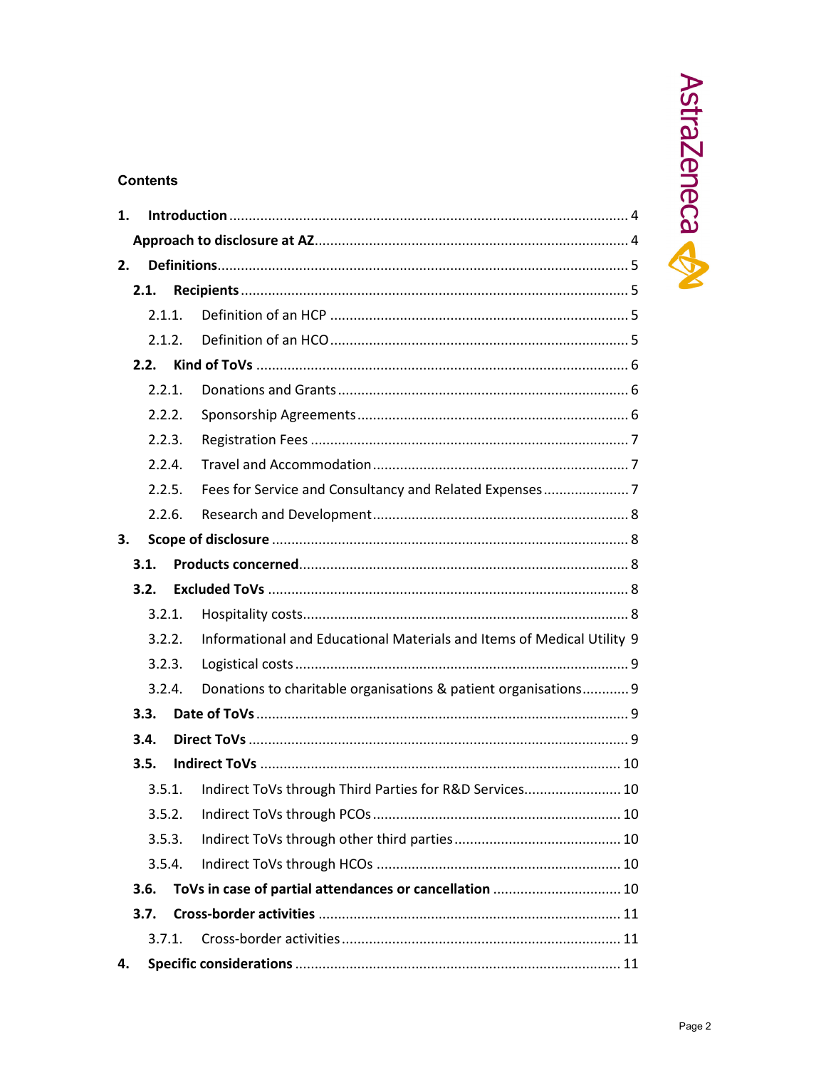**Contents**

**1. Introduction** ........................................................................................................ 4

**Approach to disclosure at AZ** ................................................................................. 4

**2. Definitions** ........................................................................................................... 5

**2.1. Recipients** ......................................................................................................... 5

2.1.1. Definition of an HCP ......................................................................................... 5

2.1.2. Definition of an HCO ......................................................................................... 5

**2.2. Kind of ToVs** ..................................................................................................... 6

2.2.1. Donations and Grants ........................................................................................ 6

2.2.2. Sponsorship Agreements .................................................................................... 6

2.2.3. Registration Fees ............................................................................................... 7

2.2.4. Travel and Accommodation ................................................................................ 7

2.2.5. Fees for Service and Consultancy and Related Expenses ...................................... 7

2.2.6. Research and Development ................................................................................ 8

**3. Scope of disclosure** ............................................................................................. 8

**3.1. Products concerned** ........................................................................................... 8

**3.2. Excluded ToVs** .................................................................................................. 8

3.2.1. Hospitality costs ................................................................................................ 8

3.2.2. Informational and Educational Materials and Items of Medical Utility .................... 9

3.2.3. Logistical costs .................................................................................................. 9

3.2.4. Donations to charitable organisations & patient organisations ............................... 9

**3.3. Date of ToVs** ..................................................................................................... 9

**3.4. Direct ToVs** ...................................................................................................... 9

**3.5. Indirect ToVs** .................................................................................................. 10

3.5.1. Indirect ToVs through Third Parties for R&D Services ......................................... 10

3.5.2. Indirect ToVs through PCOs ............................................................................. 10

3.5.3. Indirect ToVs through other third parties ........................................................... 10

3.5.4. Indirect ToVs through HCOs ............................................................................. 10

**3.6. ToVs in case of partial attendances or cancellation** ............................................. 10

**3.7. Cross-border activities** ...................................................................................... 11

3.7.1. Cross-border activities ...................................................................................... 11

**4. Specific considerations** ...................................................................................... 11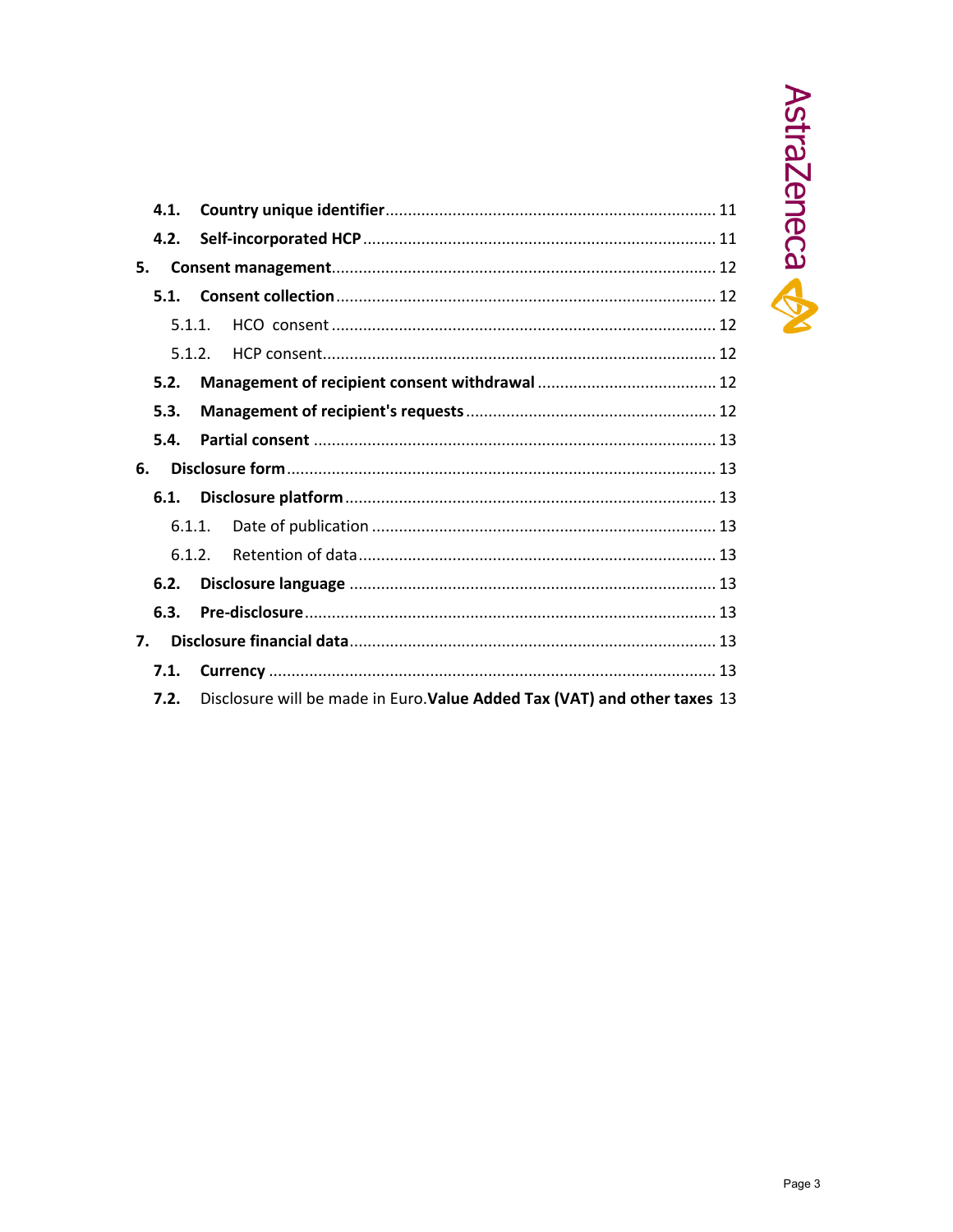- **4.1. Country unique identifier** ........ 11
- **4.2. Self-incorporated HCP** ........ 11

**5. Consent management** ........ 12

- **5.1. Consent collection** ........ 12
  - 5.1.1. HCO consent ........ 12
  - 5.1.2. HCP consent ........ 12
- **5.2. Management of recipient consent withdrawal** ........ 12
- **5.3. Management of recipient's requests** ........ 12
- **5.4. Partial consent** ........ 13

**6. Disclosure form** ........ 13

- **6.1. Disclosure platform** ........ 13
  - 6.1.1. Date of publication ........ 13
  - 6.1.2. Retention of data ........ 13
- **6.2. Disclosure language** ........ 13
- **6.3. Pre-disclosure** ........ 13

**7. Disclosure financial data** ........ 13

- **7.1. Currency** ........ 13
- **7.2.** Disclosure will be made in Euro.**Value Added Tax (VAT) and other taxes** 13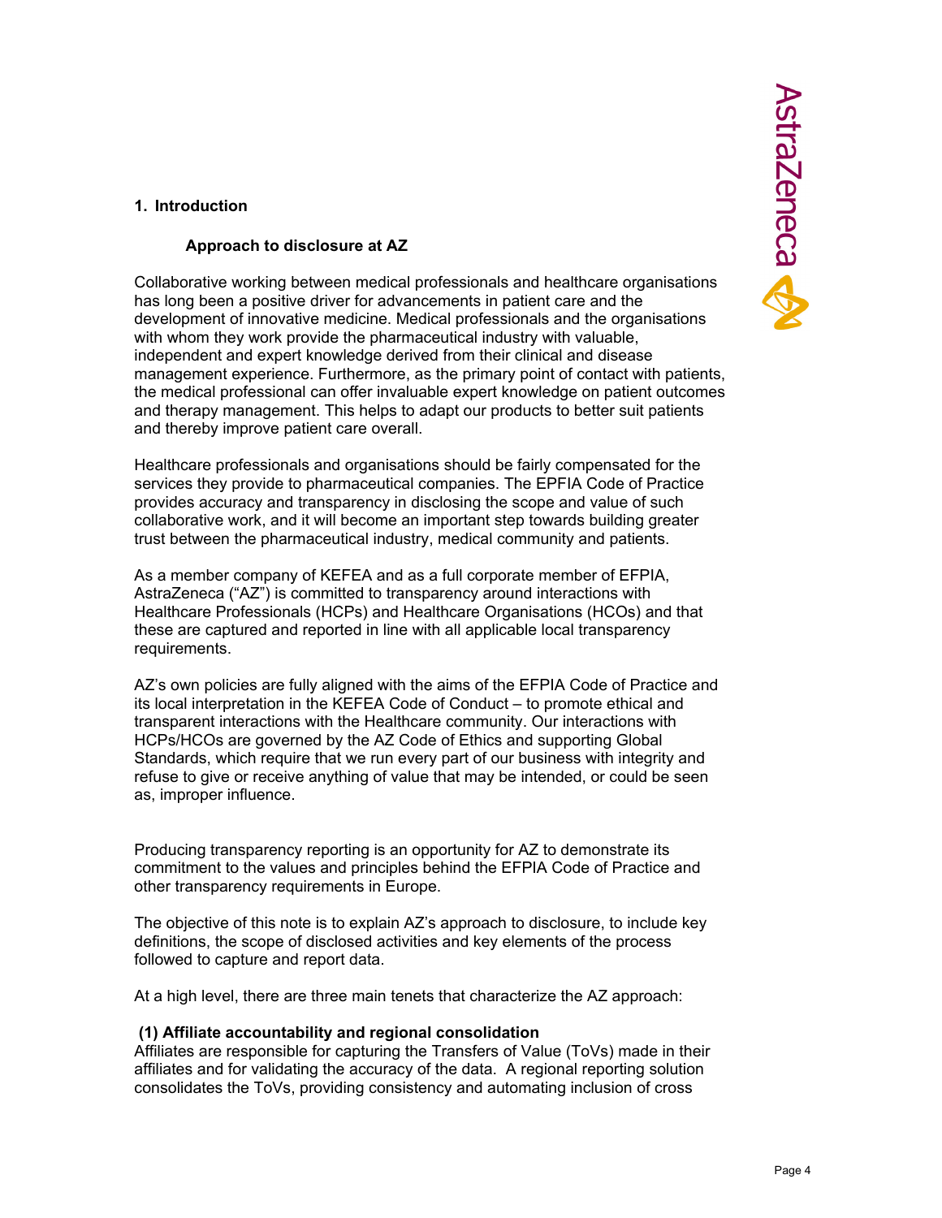# 1. Introduction

## Approach to disclosure at AZ

Collaborative working between medical professionals and healthcare organisations has long been a positive driver for advancements in patient care and the development of innovative medicine. Medical professionals and the organisations with whom they work provide the pharmaceutical industry with valuable, independent and expert knowledge derived from their clinical and disease management experience. Furthermore, as the primary point of contact with patients, the medical professional can offer invaluable expert knowledge on patient outcomes and therapy management. This helps to adapt our products to better suit patients and thereby improve patient care overall.

Healthcare professionals and organisations should be fairly compensated for the services they provide to pharmaceutical companies. The EPFIA Code of Practice provides accuracy and transparency in disclosing the scope and value of such collaborative work, and it will become an important step towards building greater trust between the pharmaceutical industry, medical community and patients.

As a member company of KEFEA and as a full corporate member of EFPIA, AstraZeneca ("AZ") is committed to transparency around interactions with Healthcare Professionals (HCPs) and Healthcare Organisations (HCOs) and that these are captured and reported in line with all applicable local transparency requirements.

AZ's own policies are fully aligned with the aims of the EFPIA Code of Practice and its local interpretation in the KEFEA Code of Conduct – to promote ethical and transparent interactions with the Healthcare community. Our interactions with HCPs/HCOs are governed by the AZ Code of Ethics and supporting Global Standards, which require that we run every part of our business with integrity and refuse to give or receive anything of value that may be intended, or could be seen as, improper influence.

Producing transparency reporting is an opportunity for AZ to demonstrate its commitment to the values and principles behind the EFPIA Code of Practice and other transparency requirements in Europe.

The objective of this note is to explain AZ's approach to disclosure, to include key definitions, the scope of disclosed activities and key elements of the process followed to capture and report data.

At a high level, there are three main tenets that characterize the AZ approach:

**(1) Affiliate accountability and regional consolidation**

Affiliates are responsible for capturing the Transfers of Value (ToVs) made in their affiliates and for validating the accuracy of the data. A regional reporting solution consolidates the ToVs, providing consistency and automating inclusion of cross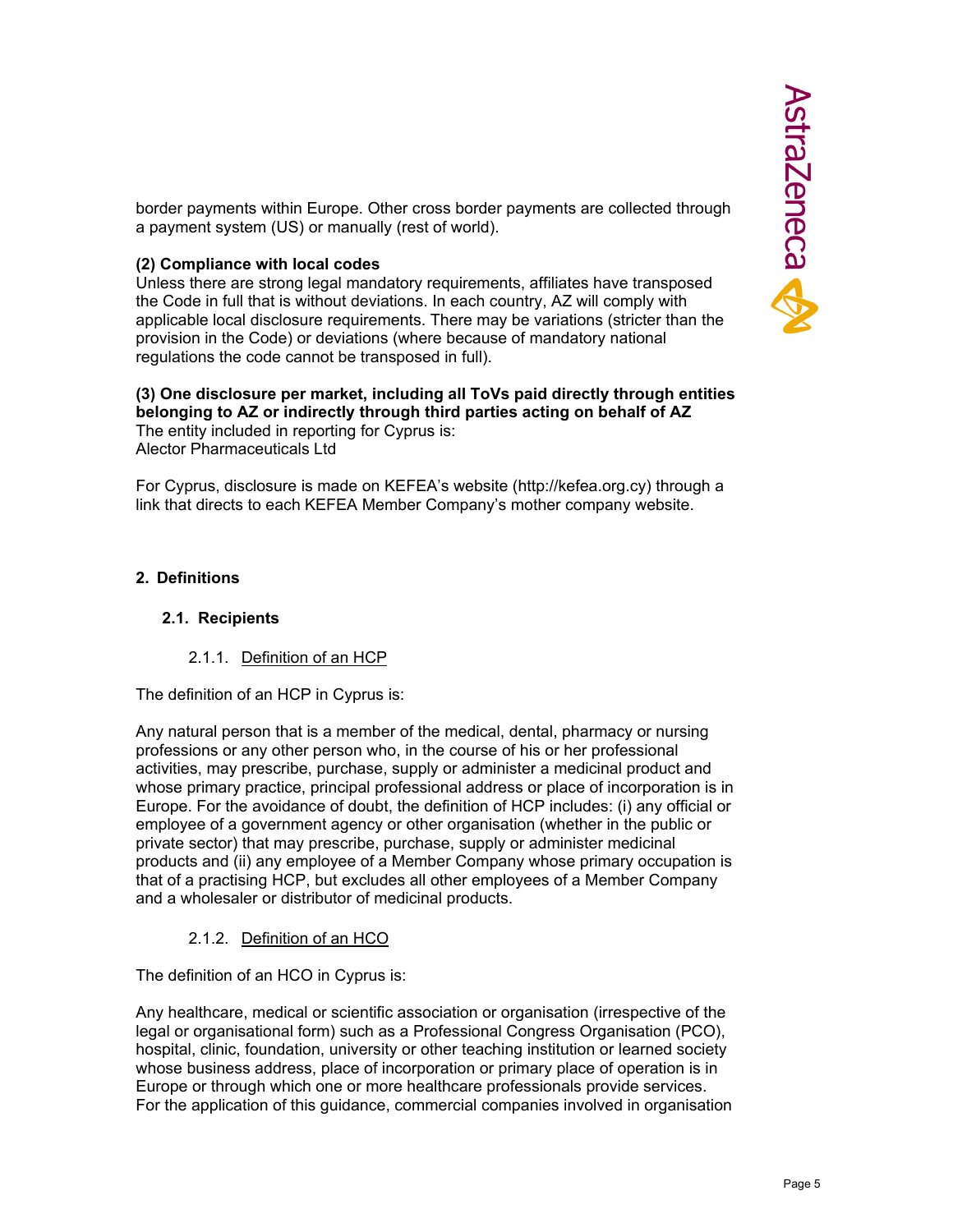border payments within Europe. Other cross border payments are collected through a payment system (US) or manually (rest of world).

**(2) Compliance with local codes**
Unless there are strong legal mandatory requirements, affiliates have transposed the Code in full that is without deviations. In each country, AZ will comply with applicable local disclosure requirements. There may be variations (stricter than the provision in the Code) or deviations (where because of mandatory national regulations the code cannot be transposed in full).

**(3) One disclosure per market, including all ToVs paid directly through entities belonging to AZ or indirectly through third parties acting on behalf of AZ**
The entity included in reporting for Cyprus is:
Alector Pharmaceuticals Ltd

For Cyprus, disclosure is made on KEFEA's website (http://kefea.org.cy) through a link that directs to each KEFEA Member Company's mother company website.

## 2. Definitions

### 2.1. Recipients

#### 2.1.1. Definition of an HCP

The definition of an HCP in Cyprus is:

Any natural person that is a member of the medical, dental, pharmacy or nursing professions or any other person who, in the course of his or her professional activities, may prescribe, purchase, supply or administer a medicinal product and whose primary practice, principal professional address or place of incorporation is in Europe. For the avoidance of doubt, the definition of HCP includes: (i) any official or employee of a government agency or other organisation (whether in the public or private sector) that may prescribe, purchase, supply or administer medicinal products and (ii) any employee of a Member Company whose primary occupation is that of a practising HCP, but excludes all other employees of a Member Company and a wholesaler or distributor of medicinal products.

#### 2.1.2. Definition of an HCO

The definition of an HCO in Cyprus is:

Any healthcare, medical or scientific association or organisation (irrespective of the legal or organisational form) such as a Professional Congress Organisation (PCO), hospital, clinic, foundation, university or other teaching institution or learned society whose business address, place of incorporation or primary place of operation is in Europe or through which one or more healthcare professionals provide services. For the application of this guidance, commercial companies involved in organisation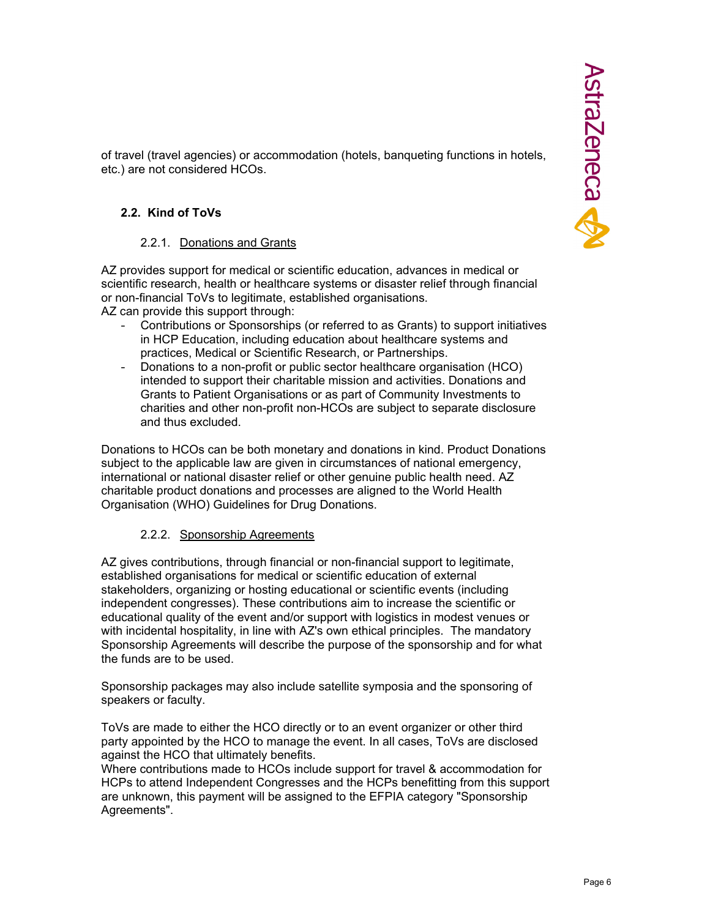of travel (travel agencies) or accommodation (hotels, banqueting functions in hotels, etc.) are not considered HCOs.

### 2.2. Kind of ToVs

#### 2.2.1. Donations and Grants

AZ provides support for medical or scientific education, advances in medical or scientific research, health or healthcare systems or disaster relief through financial or non-financial ToVs to legitimate, established organisations.
AZ can provide this support through:

- Contributions or Sponsorships (or referred to as Grants) to support initiatives in HCP Education, including education about healthcare systems and practices, Medical or Scientific Research, or Partnerships.
- Donations to a non-profit or public sector healthcare organisation (HCO) intended to support their charitable mission and activities. Donations and Grants to Patient Organisations or as part of Community Investments to charities and other non-profit non-HCOs are subject to separate disclosure and thus excluded.

Donations to HCOs can be both monetary and donations in kind. Product Donations subject to the applicable law are given in circumstances of national emergency, international or national disaster relief or other genuine public health need. AZ charitable product donations and processes are aligned to the World Health Organisation (WHO) Guidelines for Drug Donations.

#### 2.2.2. Sponsorship Agreements

AZ gives contributions, through financial or non-financial support to legitimate, established organisations for medical or scientific education of external stakeholders, organizing or hosting educational or scientific events (including independent congresses). These contributions aim to increase the scientific or educational quality of the event and/or support with logistics in modest venues or with incidental hospitality, in line with AZ's own ethical principles. The mandatory Sponsorship Agreements will describe the purpose of the sponsorship and for what the funds are to be used.

Sponsorship packages may also include satellite symposia and the sponsoring of speakers or faculty.

ToVs are made to either the HCO directly or to an event organizer or other third party appointed by the HCO to manage the event. In all cases, ToVs are disclosed against the HCO that ultimately benefits.
Where contributions made to HCOs include support for travel & accommodation for HCPs to attend Independent Congresses and the HCPs benefitting from this support are unknown, this payment will be assigned to the EFPIA category "Sponsorship Agreements".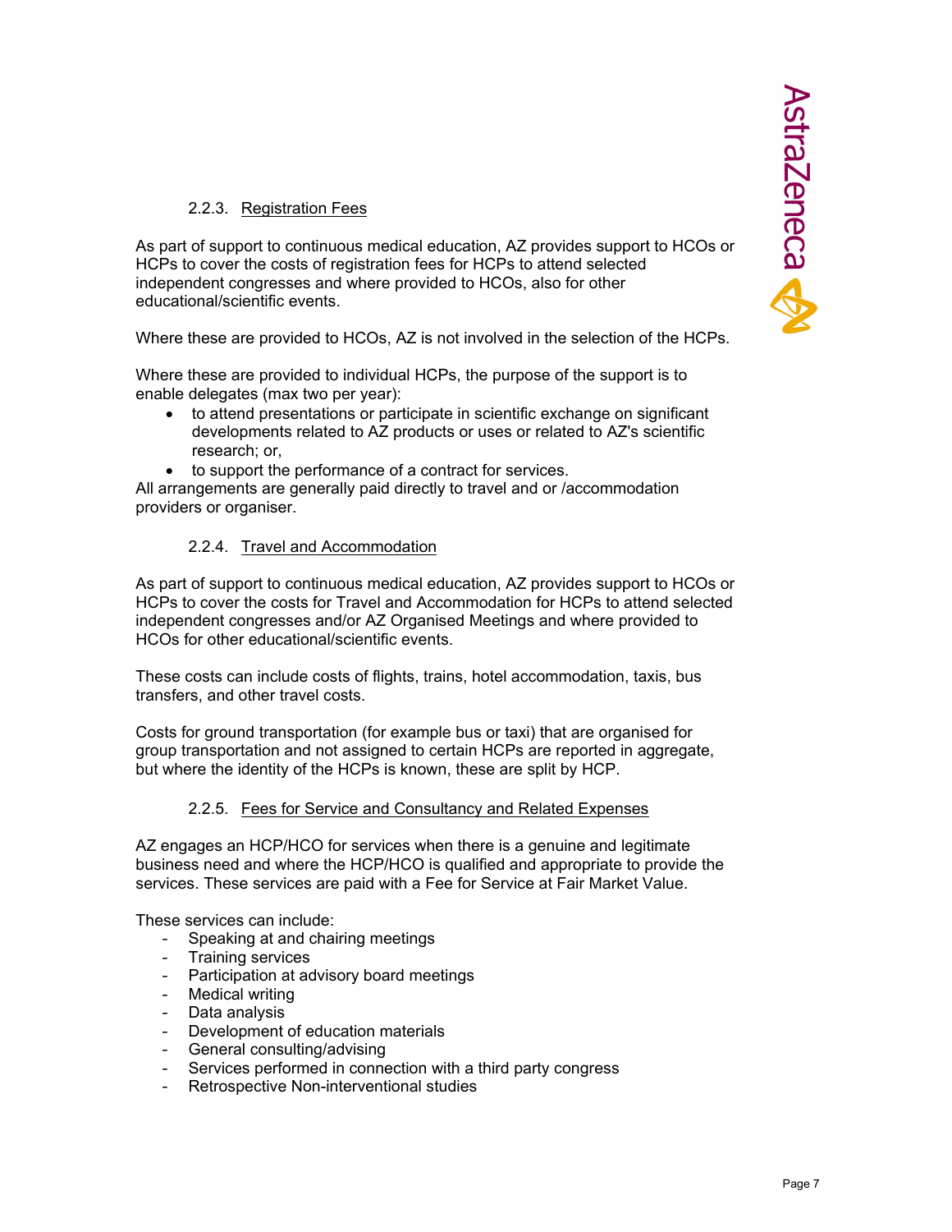### 2.2.3. Registration Fees

As part of support to continuous medical education, AZ provides support to HCOs or HCPs to cover the costs of registration fees for HCPs to attend selected independent congresses and where provided to HCOs, also for other educational/scientific events.

Where these are provided to HCOs, AZ is not involved in the selection of the HCPs.

Where these are provided to individual HCPs, the purpose of the support is to enable delegates (max two per year):

- to attend presentations or participate in scientific exchange on significant developments related to AZ products or uses or related to AZ's scientific research; or,
- to support the performance of a contract for services.

All arrangements are generally paid directly to travel and or /accommodation providers or organiser.

### 2.2.4. Travel and Accommodation

As part of support to continuous medical education, AZ provides support to HCOs or HCPs to cover the costs for Travel and Accommodation for HCPs to attend selected independent congresses and/or AZ Organised Meetings and where provided to HCOs for other educational/scientific events.

These costs can include costs of flights, trains, hotel accommodation, taxis, bus transfers, and other travel costs.

Costs for ground transportation (for example bus or taxi) that are organised for group transportation and not assigned to certain HCPs are reported in aggregate, but where the identity of the HCPs is known, these are split by HCP.

### 2.2.5. Fees for Service and Consultancy and Related Expenses

AZ engages an HCP/HCO for services when there is a genuine and legitimate business need and where the HCP/HCO is qualified and appropriate to provide the services. These services are paid with a Fee for Service at Fair Market Value.

These services can include:

- Speaking at and chairing meetings
- Training services
- Participation at advisory board meetings
- Medical writing
- Data analysis
- Development of education materials
- General consulting/advising
- Services performed in connection with a third party congress
- Retrospective Non-interventional studies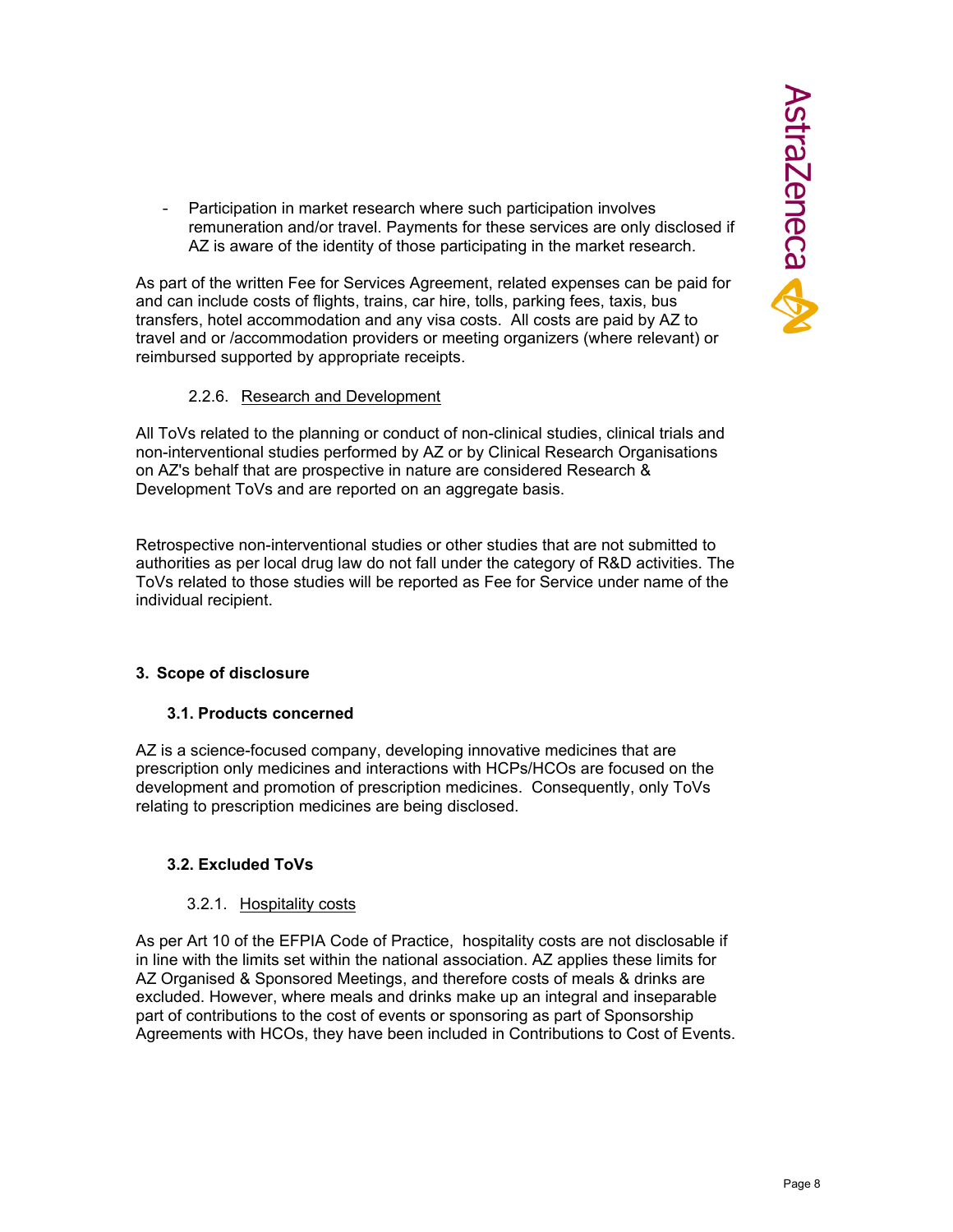- Participation in market research where such participation involves remuneration and/or travel. Payments for these services are only disclosed if AZ is aware of the identity of those participating in the market research.

As part of the written Fee for Services Agreement, related expenses can be paid for and can include costs of flights, trains, car hire, tolls, parking fees, taxis, bus transfers, hotel accommodation and any visa costs.  All costs are paid by AZ to travel and or /accommodation providers or meeting organizers (where relevant) or reimbursed supported by appropriate receipts.

#### 2.2.6. Research and Development

All ToVs related to the planning or conduct of non-clinical studies, clinical trials and non-interventional studies performed by AZ or by Clinical Research Organisations on AZ's behalf that are prospective in nature are considered Research & Development ToVs and are reported on an aggregate basis.

Retrospective non-interventional studies or other studies that are not submitted to authorities as per local drug law do not fall under the category of R&D activities. The ToVs related to those studies will be reported as Fee for Service under name of the individual recipient.

## 3. Scope of disclosure

### 3.1. Products concerned

AZ is a science-focused company, developing innovative medicines that are prescription only medicines and interactions with HCPs/HCOs are focused on the development and promotion of prescription medicines.  Consequently, only ToVs relating to prescription medicines are being disclosed.

### 3.2. Excluded ToVs

#### 3.2.1. Hospitality costs

As per Art 10 of the EFPIA Code of Practice,  hospitality costs are not disclosable if in line with the limits set within the national association. AZ applies these limits for AZ Organised & Sponsored Meetings, and therefore costs of meals & drinks are excluded. However, where meals and drinks make up an integral and inseparable part of contributions to the cost of events or sponsoring as part of Sponsorship Agreements with HCOs, they have been included in Contributions to Cost of Events.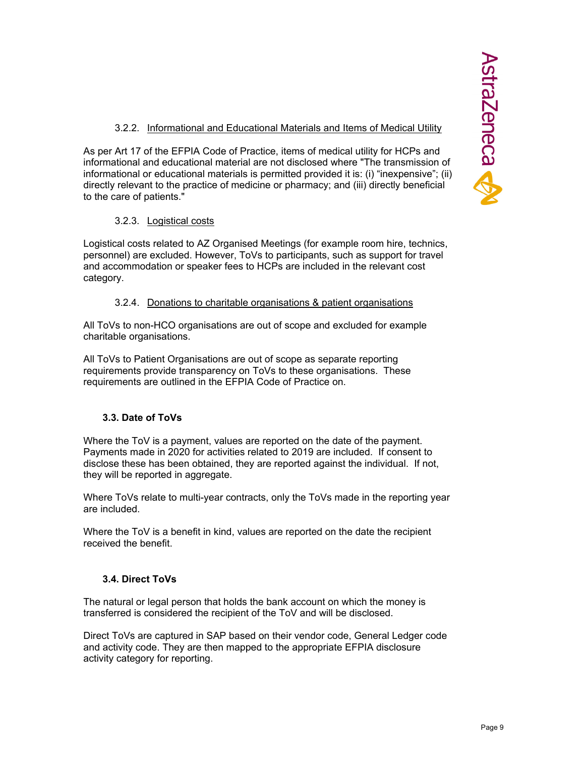#### 3.2.2. Informational and Educational Materials and Items of Medical Utility

As per Art 17 of the EFPIA Code of Practice, items of medical utility for HCPs and informational and educational material are not disclosed where "The transmission of informational or educational materials is permitted provided it is: (i) “inexpensive”; (ii) directly relevant to the practice of medicine or pharmacy; and (iii) directly beneficial to the care of patients."

#### 3.2.3. Logistical costs

Logistical costs related to AZ Organised Meetings (for example room hire, technics, personnel) are excluded. However, ToVs to participants, such as support for travel and accommodation or speaker fees to HCPs are included in the relevant cost category.

#### 3.2.4. Donations to charitable organisations & patient organisations

All ToVs to non-HCO organisations are out of scope and excluded for example charitable organisations.

All ToVs to Patient Organisations are out of scope as separate reporting requirements provide transparency on ToVs to these organisations. These requirements are outlined in the EFPIA Code of Practice on.

### 3.3. Date of ToVs

Where the ToV is a payment, values are reported on the date of the payment. Payments made in 2020 for activities related to 2019 are included. If consent to disclose these has been obtained, they are reported against the individual. If not, they will be reported in aggregate.

Where ToVs relate to multi-year contracts, only the ToVs made in the reporting year are included.

Where the ToV is a benefit in kind, values are reported on the date the recipient received the benefit.

### 3.4. Direct ToVs

The natural or legal person that holds the bank account on which the money is transferred is considered the recipient of the ToV and will be disclosed.

Direct ToVs are captured in SAP based on their vendor code, General Ledger code and activity code. They are then mapped to the appropriate EFPIA disclosure activity category for reporting.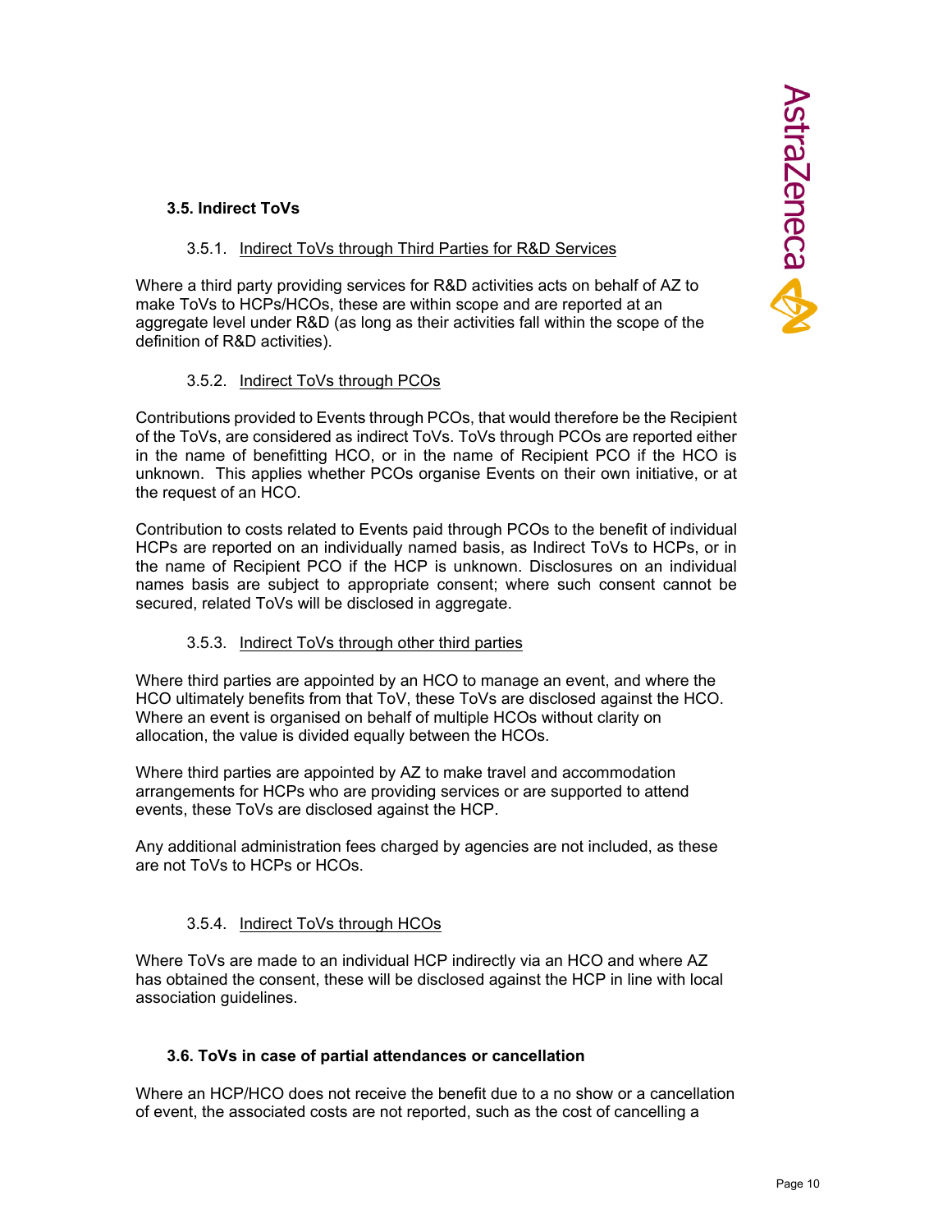### 3.5. Indirect ToVs

#### 3.5.1. Indirect ToVs through Third Parties for R&D Services

Where a third party providing services for R&D activities acts on behalf of AZ to make ToVs to HCPs/HCOs, these are within scope and are reported at an aggregate level under R&D (as long as their activities fall within the scope of the definition of R&D activities).

#### 3.5.2. Indirect ToVs through PCOs

Contributions provided to Events through PCOs, that would therefore be the Recipient of the ToVs, are considered as indirect ToVs. ToVs through PCOs are reported either in the name of benefitting HCO, or in the name of Recipient PCO if the HCO is unknown. This applies whether PCOs organise Events on their own initiative, or at the request of an HCO.

Contribution to costs related to Events paid through PCOs to the benefit of individual HCPs are reported on an individually named basis, as Indirect ToVs to HCPs, or in the name of Recipient PCO if the HCP is unknown. Disclosures on an individual names basis are subject to appropriate consent; where such consent cannot be secured, related ToVs will be disclosed in aggregate.

#### 3.5.3. Indirect ToVs through other third parties

Where third parties are appointed by an HCO to manage an event, and where the HCO ultimately benefits from that ToV, these ToVs are disclosed against the HCO. Where an event is organised on behalf of multiple HCOs without clarity on allocation, the value is divided equally between the HCOs.

Where third parties are appointed by AZ to make travel and accommodation arrangements for HCPs who are providing services or are supported to attend events, these ToVs are disclosed against the HCP.

Any additional administration fees charged by agencies are not included, as these are not ToVs to HCPs or HCOs.

#### 3.5.4. Indirect ToVs through HCOs

Where ToVs are made to an individual HCP indirectly via an HCO and where AZ has obtained the consent, these will be disclosed against the HCP in line with local association guidelines.

### 3.6. ToVs in case of partial attendances or cancellation

Where an HCP/HCO does not receive the benefit due to a no show or a cancellation of event, the associated costs are not reported, such as the cost of cancelling a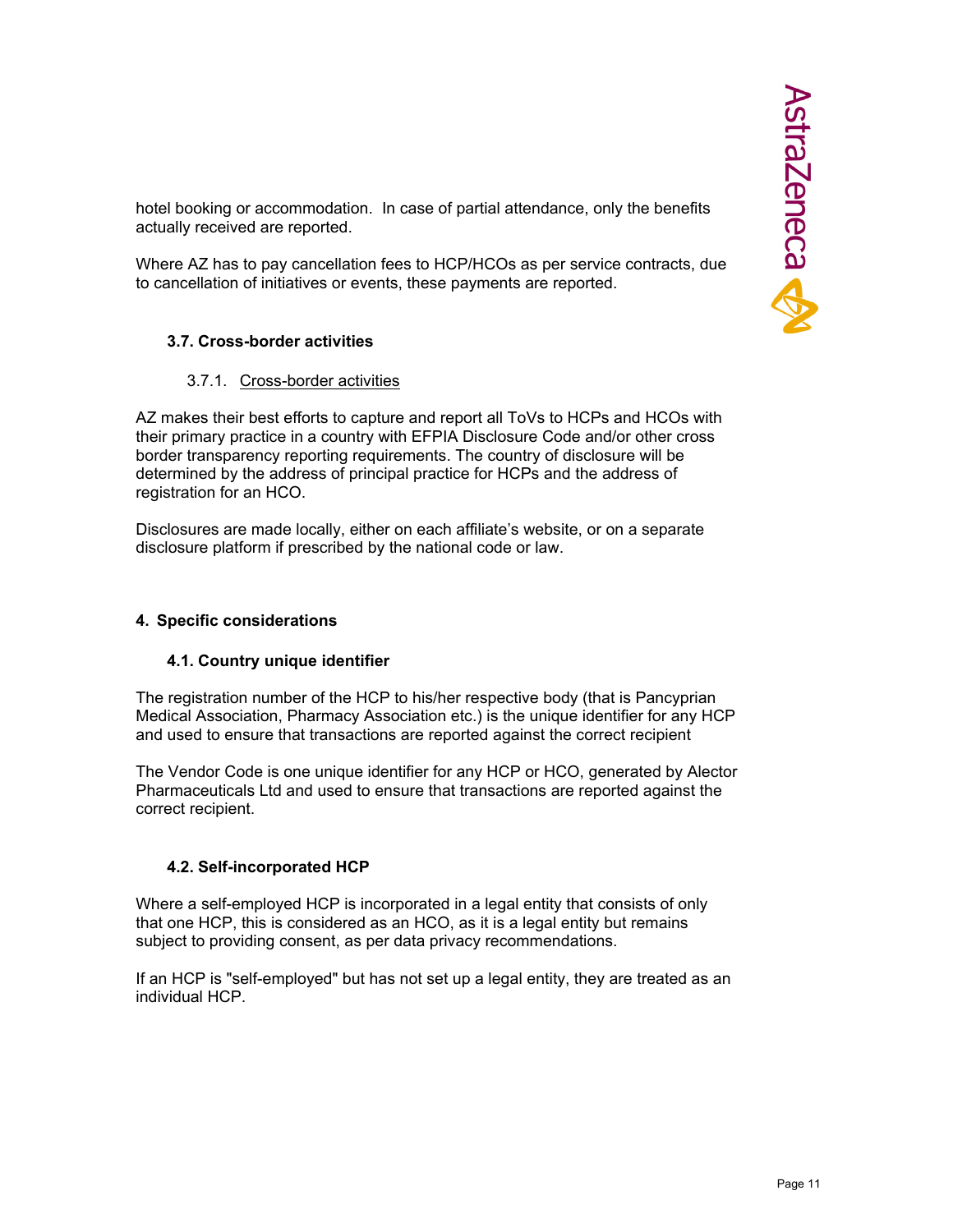hotel booking or accommodation. In case of partial attendance, only the benefits actually received are reported.

Where AZ has to pay cancellation fees to HCP/HCOs as per service contracts, due to cancellation of initiatives or events, these payments are reported.

### 3.7. Cross-border activities

#### 3.7.1. Cross-border activities

AZ makes their best efforts to capture and report all ToVs to HCPs and HCOs with their primary practice in a country with EFPIA Disclosure Code and/or other cross border transparency reporting requirements. The country of disclosure will be determined by the address of principal practice for HCPs and the address of registration for an HCO.

Disclosures are made locally, either on each affiliate's website, or on a separate disclosure platform if prescribed by the national code or law.

## 4. Specific considerations

### 4.1. Country unique identifier

The registration number of the HCP to his/her respective body (that is Pancyprian Medical Association, Pharmacy Association etc.) is the unique identifier for any HCP and used to ensure that transactions are reported against the correct recipient

The Vendor Code is one unique identifier for any HCP or HCO, generated by Alector Pharmaceuticals Ltd and used to ensure that transactions are reported against the correct recipient.

### 4.2. Self-incorporated HCP

Where a self-employed HCP is incorporated in a legal entity that consists of only that one HCP, this is considered as an HCO, as it is a legal entity but remains subject to providing consent, as per data privacy recommendations.

If an HCP is "self-employed" but has not set up a legal entity, they are treated as an individual HCP.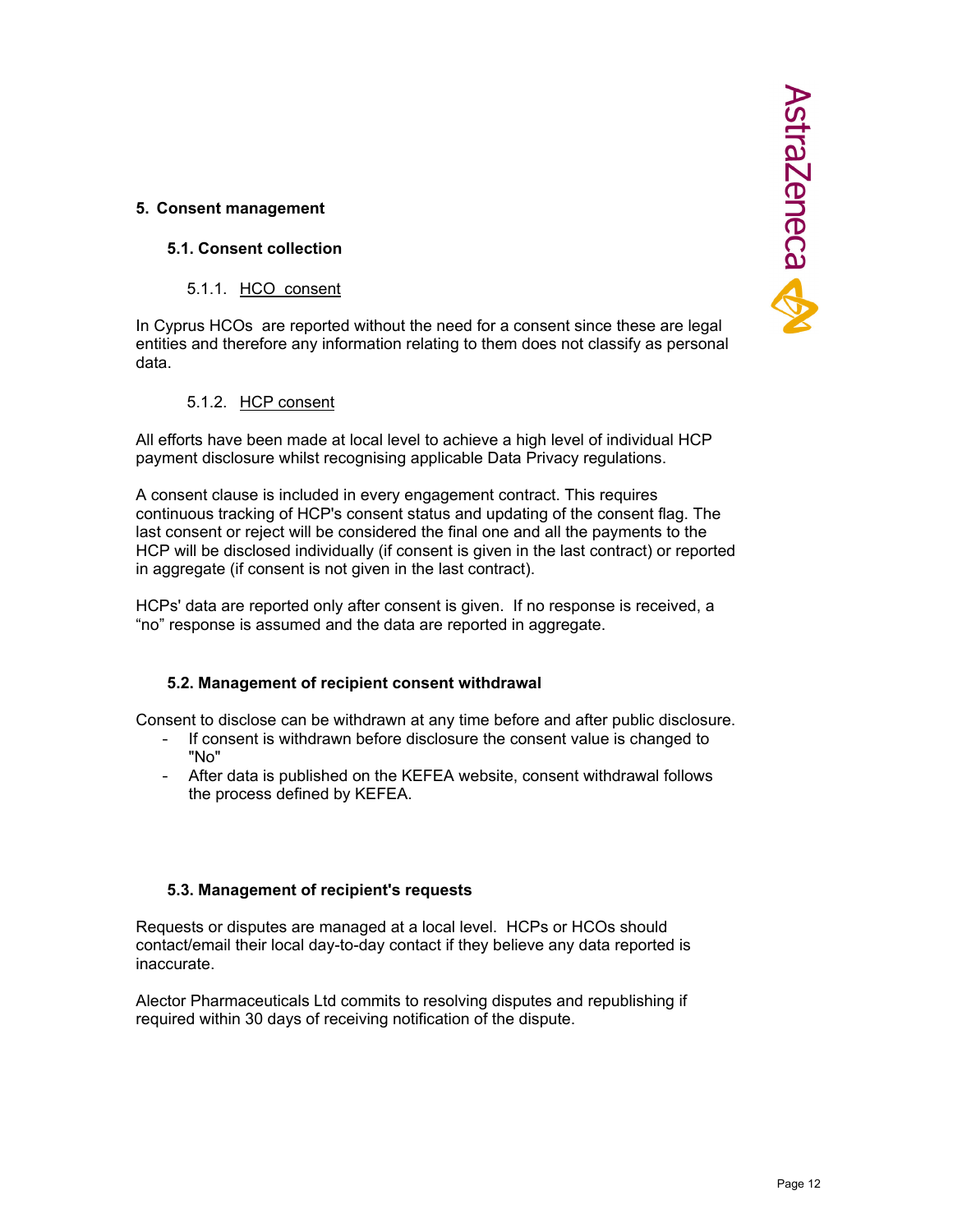## 5. Consent management

### 5.1. Consent collection

#### 5.1.1. HCO consent

In Cyprus HCOs are reported without the need for a consent since these are legal entities and therefore any information relating to them does not classify as personal data.

#### 5.1.2. HCP consent

All efforts have been made at local level to achieve a high level of individual HCP payment disclosure whilst recognising applicable Data Privacy regulations.

A consent clause is included in every engagement contract. This requires continuous tracking of HCP's consent status and updating of the consent flag. The last consent or reject will be considered the final one and all the payments to the HCP will be disclosed individually (if consent is given in the last contract) or reported in aggregate (if consent is not given in the last contract).

HCPs' data are reported only after consent is given. If no response is received, a “no” response is assumed and the data are reported in aggregate.

### 5.2. Management of recipient consent withdrawal

Consent to disclose can be withdrawn at any time before and after public disclosure.

- If consent is withdrawn before disclosure the consent value is changed to "No"
- After data is published on the KEFEA website, consent withdrawal follows the process defined by KEFEA.

### 5.3. Management of recipient's requests

Requests or disputes are managed at a local level. HCPs or HCOs should contact/email their local day-to-day contact if they believe any data reported is inaccurate.

Alector Pharmaceuticals Ltd commits to resolving disputes and republishing if required within 30 days of receiving notification of the dispute.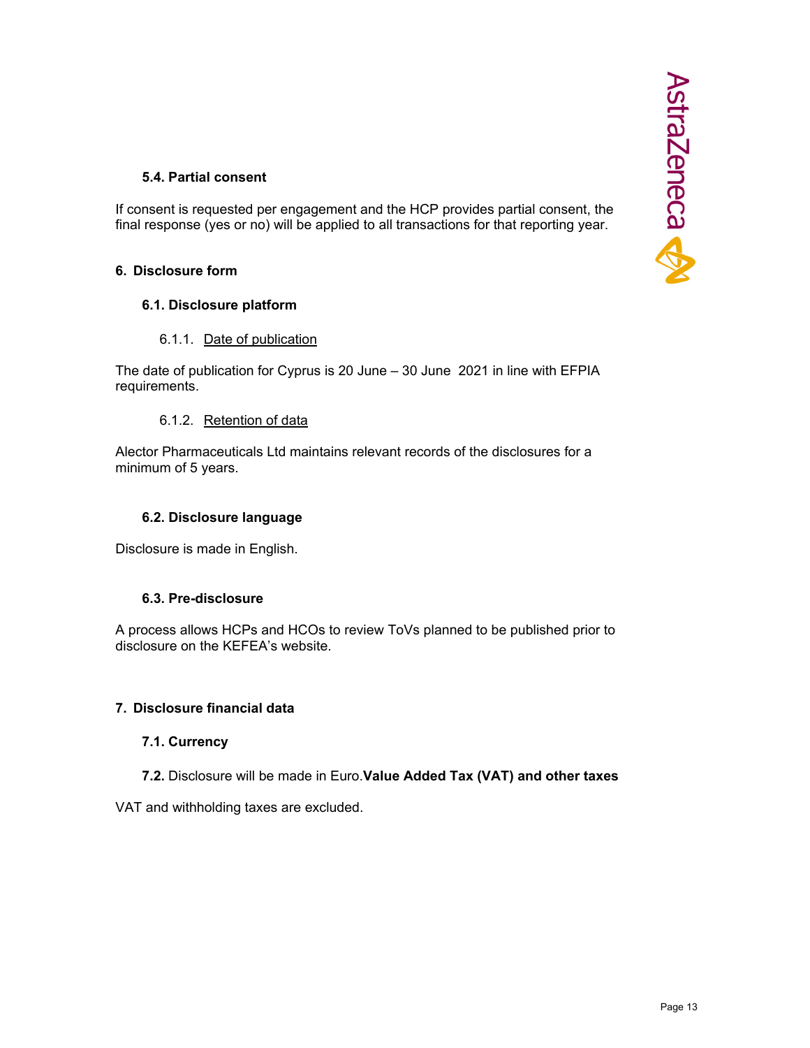### 5.4. Partial consent

If consent is requested per engagement and the HCP provides partial consent, the final response (yes or no) will be applied to all transactions for that reporting year.

## 6. Disclosure form

### 6.1. Disclosure platform

#### 6.1.1. Date of publication

The date of publication for Cyprus is 20 June – 30 June 2021 in line with EFPIA requirements.

#### 6.1.2. Retention of data

Alector Pharmaceuticals Ltd maintains relevant records of the disclosures for a minimum of 5 years.

### 6.2. Disclosure language

Disclosure is made in English.

### 6.3. Pre-disclosure

A process allows HCPs and HCOs to review ToVs planned to be published prior to disclosure on the KEFEA's website.

## 7. Disclosure financial data

### 7.1. Currency

**7.2.** Disclosure will be made in Euro.**Value Added Tax (VAT) and other taxes**

VAT and withholding taxes are excluded.